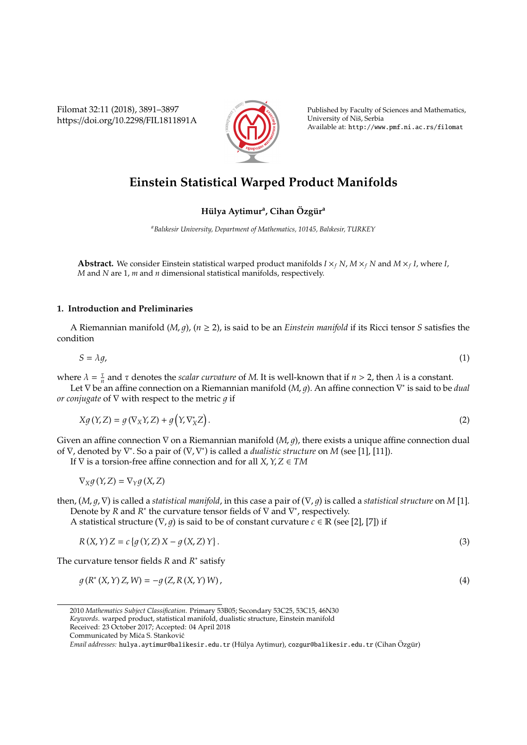# Einstein Statistical Warped Product Manifolds

**Hülya Aytimur[a], Cihan Özgür[a]**

[a] *Balıkesir University, Department of Mathematics, 10145, Balıkesir, TURKEY*

**Abstract.** We consider Einstein statistical warped product manifolds $I \times_f N$, $M \times_f N$ and $M \times_f I$, where $I$, $M$ and $N$ are 1, $m$ and $n$ dimensional statistical manifolds, respectively.

## 1. Introduction and Preliminaries

A Riemannian manifold $(M, g)$, $(n \geq 2)$, is said to be an *Einstein manifold* if its Ricci tensor $S$ satisfies the condition

$$S = \lambda g, \tag{1}$$

where $\lambda = \frac{\tau}{n}$ and $\tau$ denotes the *scalar curvature* of $M$. It is well-known that if $n > 2$, then $\lambda$ is a constant.

Let $\nabla$ be an affine connection on a Riemannian manifold $(M, g)$. An affine connection $\nabla^*$ is said to be *dual or conjugate* of $\nabla$ with respect to the metric $g$ if

$$Xg(Y, Z) = g(\nabla_X Y, Z) + g\left(Y, \nabla^*_X Z\right). \tag{2}$$

Given an affine connection $\nabla$ on a Riemannian manifold $(M, g)$, there exists a unique affine connection dual of $\nabla$, denoted by $\nabla^*$. So a pair of $(\nabla, \nabla^*)$ is called a *dualistic structure* on $M$ (see [1], [11]).

If $\nabla$ is a torsion-free affine connection and for all $X, Y, Z \in TM$

$$\nabla_X g(Y, Z) = \nabla_Y g(X, Z)$$

then, $(M, g, \nabla)$ is called a *statistical manifold*, in this case a pair of $(\nabla, g)$ is called a *statistical structure* on $M$ [1].

Denote by $R$ and $R^*$ the curvature tensor fields of $\nabla$ and $\nabla^*$, respectively.

A statistical structure $(\nabla, g)$ is said to be of constant curvature $c \in \mathbb{R}$ (see [2], [7]) if

$$R(X, Y)Z = c\{g(Y, Z)X - g(X, Z)Y\}. \tag{3}$$

The curvature tensor fields $R$ and $R^*$ satisfy

$$g(R^*(X, Y)Z, W) = -g(Z, R(X, Y)W), \tag{4}$$

2010 *Mathematics Subject Classification*. Primary 53B05; Secondary 53C25, 53C15, 46N30

*Keywords*. warped product, statistical manifold, dualistic structure, Einstein manifold

Received: 23 October 2017; Accepted: 04 April 2018

Communicated by Mića S. Stanković

*Email addresses:* hulya.aytimur@balikesir.edu.tr (Hülya Aytimur), cozgur@balikesir.edu.tr (Cihan Özgür)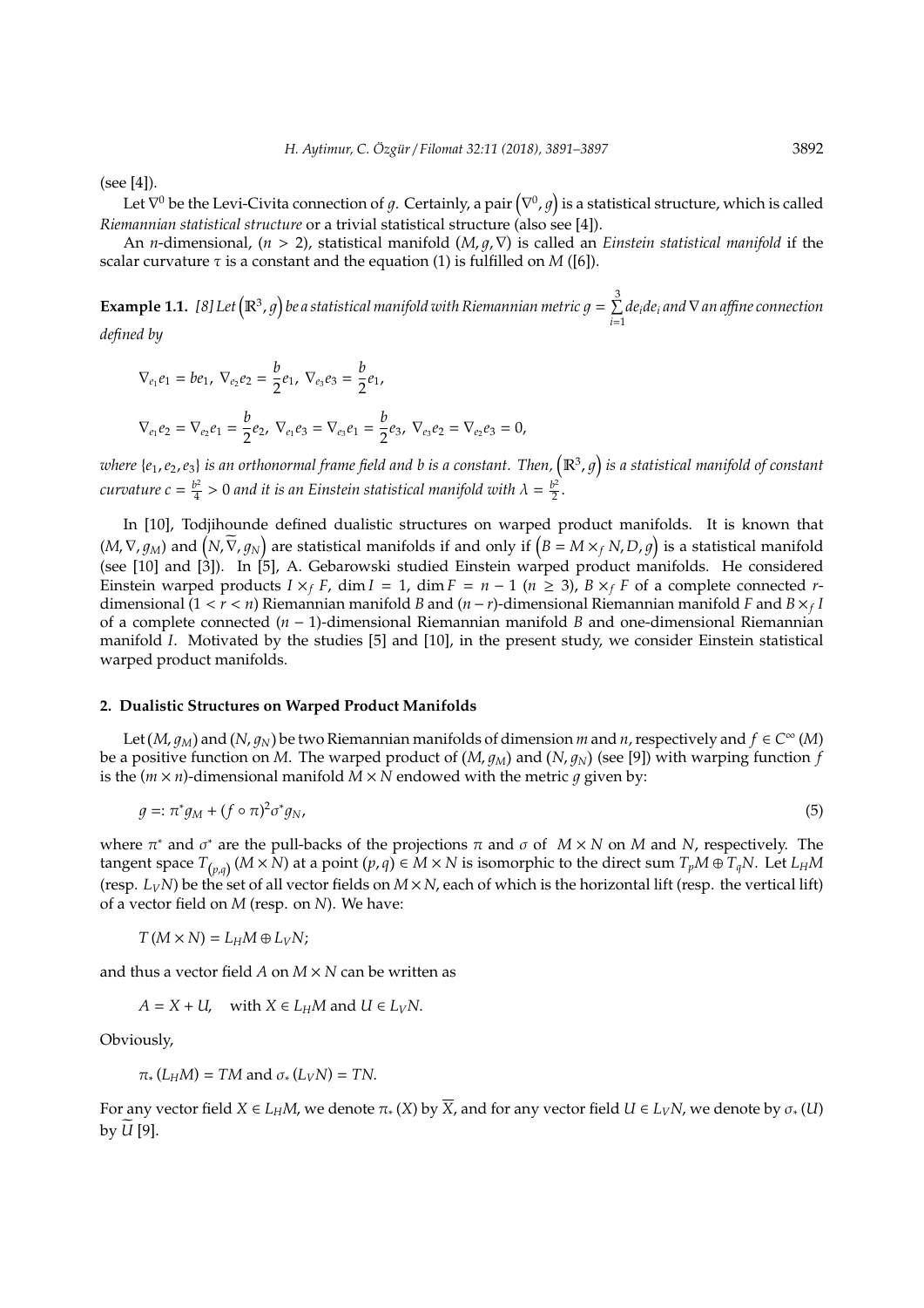(see [4]).

Let $\nabla^0$ be the Levi-Civita connection of $g$. Certainly, a pair $\left(\nabla^0, g\right)$ is a statistical structure, which is called *Riemannian statistical structure* or a trivial statistical structure (also see [4]).

An $n$-dimensional, $(n > 2)$, statistical manifold $(M, g, \nabla)$ is called an *Einstein statistical manifold* if the scalar curvature $\tau$ is a constant and the equation (1) is fulfilled on $M$ ([6]).

**Example 1.1.** *[8] Let $\left(\mathbb{R}^3, g\right)$ be a statistical manifold with Riemannian metric $g = \sum_{i=1}^{3} de_i de_i$ and $\nabla$ an affine connection defined by*

$$\nabla_{e_1} e_1 = b e_1,\ \nabla_{e_2} e_2 = \frac{b}{2} e_1,\ \nabla_{e_3} e_3 = \frac{b}{2} e_1,$$

$$\nabla_{e_1} e_2 = \nabla_{e_2} e_1 = \frac{b}{2} e_2,\ \nabla_{e_1} e_3 = \nabla_{e_3} e_1 = \frac{b}{2} e_3,\ \nabla_{e_3} e_2 = \nabla_{e_2} e_3 = 0,$$

*where $\{e_1, e_2, e_3\}$ is an orthonormal frame field and $b$ is a constant. Then, $\left(\mathbb{R}^3, g\right)$ is a statistical manifold of constant curvature $c = \frac{b^2}{4} > 0$ and it is an Einstein statistical manifold with $\lambda = \frac{b^2}{2}$.*

In [10], Todjihounde defined dualistic structures on warped product manifolds. It is known that $(M, \nabla, g_M)$ and $\left(N, \widetilde{\nabla}, g_N\right)$ are statistical manifolds if and only if $\left(B = M \times_f N, D, g\right)$ is a statistical manifold (see [10] and [3]). In [5], A. Gebarowski studied Einstein warped product manifolds. He considered Einstein warped products $I \times_f F$, $\dim I = 1$, $\dim F = n - 1$ $(n \geq 3)$, $B \times_f F$ of a complete connected $r$-dimensional $(1 < r < n)$ Riemannian manifold $B$ and $(n - r)$-dimensional Riemannian manifold $F$ and $B \times_f I$ of a complete connected $(n - 1)$-dimensional Riemannian manifold $B$ and one-dimensional Riemannian manifold $I$. Motivated by the studies [5] and [10], in the present study, we consider Einstein statistical warped product manifolds.

## 2. Dualistic Structures on Warped Product Manifolds

Let $(M, g_M)$ and $(N, g_N)$ be two Riemannian manifolds of dimension $m$ and $n$, respectively and $f \in C^\infty(M)$ be a positive function on $M$. The warped product of $(M, g_M)$ and $(N, g_N)$ (see [9]) with warping function $f$ is the $(m \times n)$-dimensional manifold $M \times N$ endowed with the metric $g$ given by:

$$g =: \pi^* g_M + (f \circ \pi)^2 \sigma^* g_N, \tag{5}$$

where $\pi^*$ and $\sigma^*$ are the pull-backs of the projections $\pi$ and $\sigma$ of $M \times N$ on $M$ and $N$, respectively. The tangent space $T_{(p,q)}(M \times N)$ at a point $(p, q) \in M \times N$ is isomorphic to the direct sum $T_p M \oplus T_q N$. Let $L_H M$ (resp. $L_V N$) be the set of all vector fields on $M \times N$, each of which is the horizontal lift (resp. the vertical lift) of a vector field on $M$ (resp. on $N$). We have:

$$T(M \times N) = L_H M \oplus L_V N;$$

and thus a vector field $A$ on $M \times N$ can be written as

$$A = X + U, \quad \text{with } X \in L_H M \text{ and } U \in L_V N.$$

Obviously,

$$\pi_*(L_H M) = TM \text{ and } \sigma_*(L_V N) = TN.$$

For any vector field $X \in L_H M$, we denote $\pi_*(X)$ by $\overline{X}$, and for any vector field $U \in L_V N$, we denote by $\sigma_*(U)$ by $\widetilde{U}$ [9].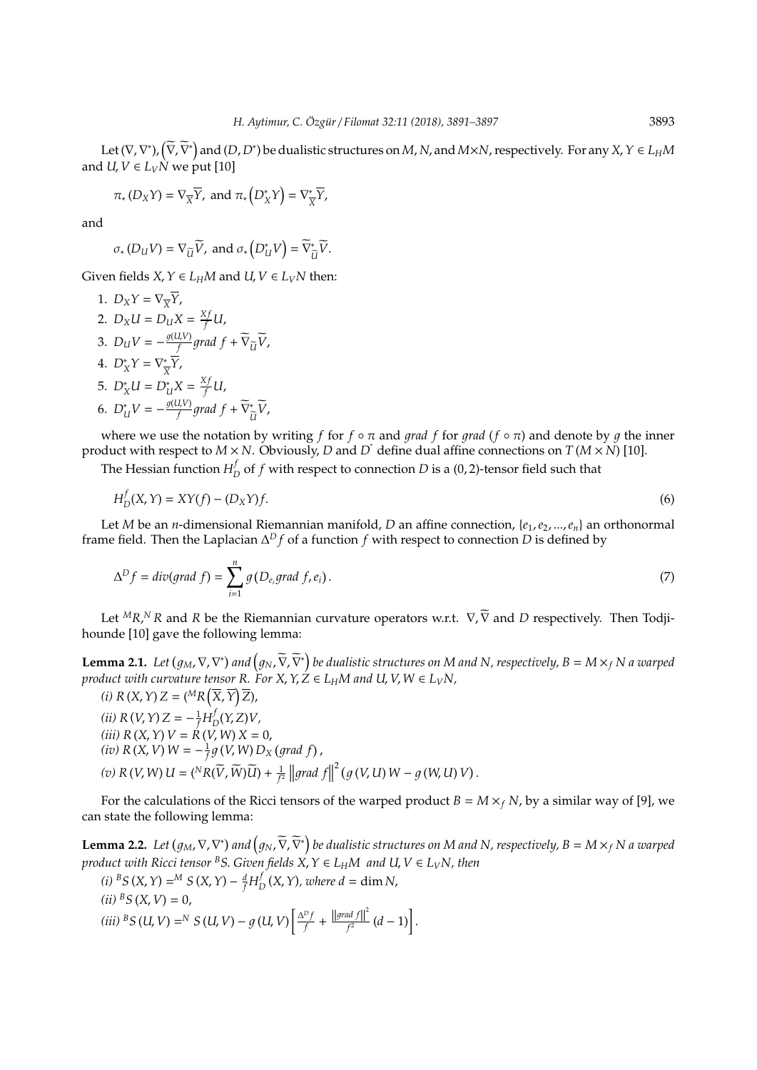Let $(\nabla, \nabla^*)$, $\left(\widetilde{\nabla}, \widetilde{\nabla}^*\right)$ and $(D, D^*)$ be dualistic structures on $M$, $N$, and $M\times N$, respectively. For any $X, Y \in L_H M$ and $U, V \in L_V N$ we put [10]

$$\pi_* (D_X Y) = \nabla_{\overline{X}} \overline{Y}, \text{ and } \pi_* \left(D^*_X Y\right) = \nabla^*_{\overline{X}} \overline{Y},$$

and

$$\sigma_* (D_U V) = \nabla_{\widetilde{U}} \widetilde{V}, \text{ and } \sigma_* \left(D^*_U V\right) = \widetilde{\nabla}^*_{\widetilde{U}} \widetilde{V}.$$

Given fields $X, Y \in L_H M$ and $U, V \in L_V N$ then:

1. $D_X Y = \nabla_{\overline{X}} \overline{Y}$,
2. $D_X U = D_U X = \frac{Xf}{f} U$,
3. $D_U V = -\frac{g(U,V)}{f} grad\ f + \widetilde{\nabla}_{\widetilde{U}} \widetilde{V}$,
4. $D^*_X Y = \nabla^*_{\overline{X}} \overline{Y}$,
5. $D^*_X U = D^*_U X = \frac{Xf}{f} U$,
6. $D^*_U V = -\frac{g(U,V)}{f} grad\ f + \widetilde{\nabla}^*_{\widetilde{U}} \widetilde{V}$,

where we use the notation by writing $f$ for $f \circ \pi$ and $grad\ f$ for $grad\ (f \circ \pi)$ and denote by $g$ the inner product with respect to $M \times N$. Obviously, $D$ and $D^*$ define dual affine connections on $T(M \times N)$ [10].

The Hessian function $H^f_D$ of $f$ with respect to connection $D$ is a $(0,2)$-tensor field such that

$$H^f_D(X, Y) = XY(f) - (D_X Y) f. \tag{6}$$

Let $M$ be an $n$-dimensional Riemannian manifold, $D$ an affine connection, $\{e_1, e_2, ..., e_n\}$ an orthonormal frame field. Then the Laplacian $\Delta^D f$ of a function $f$ with respect to connection $D$ is defined by

$$\Delta^D f = div(grad\ f) = \sum_{i=1}^{n} g\left(D_{e_i} grad\ f, e_i\right). \tag{7}$$

Let ${}^M R, {}^N R$ and $R$ be the Riemannian curvature operators w.r.t. $\nabla, \widetilde{\nabla}$ and $D$ respectively. Then Todjihounde [10] gave the following lemma:

**Lemma 2.1.** *Let $(g_M, \nabla, \nabla^*)$ and $\left(g_N, \widetilde{\nabla}, \widetilde{\nabla}^*\right)$ be dualistic structures on $M$ and $N$, respectively, $B = M \times_f N$ a warped product with curvature tensor $R$. For $X, Y, Z \in L_H M$ and $U, V, W \in L_V N$,*

*(i)* $R(X, Y) Z = ({}^M R\left(\overline{X}, \overline{Y}\right) \overline{Z})$,
*(ii)* $R(V, Y) Z = -\frac{1}{f} H^f_D(Y, Z) V$,
*(iii)* $R(X, Y) V = R(V, W) X = 0$,
*(iv)* $R(X, V) W = -\frac{1}{f} g(V, W) D_X (grad\ f)$,
*(v)* $R(V, W) U = ({}^N R(\widetilde{V}, \widetilde{W})\widetilde{U}) + \frac{1}{f^2} \left\|grad\ f\right\|^2 \left(g(V, U) W - g(W, U) V\right)$.

For the calculations of the Ricci tensors of the warped product $B = M \times_f N$, by a similar way of [9], we can state the following lemma:

**Lemma 2.2.** *Let $(g_M, \nabla, \nabla^*)$ and $\left(g_N, \widetilde{\nabla}, \widetilde{\nabla}^*\right)$ be dualistic structures on $M$ and $N$, respectively, $B = M \times_f N$ a warped product with Ricci tensor ${}^B S$. Given fields $X, Y \in L_H M$ and $U, V \in L_V N$, then*

*(i)* ${}^B S(X, Y) = {}^M S(X, Y) - \frac{d}{f} H^f_D(X, Y)$, *where* $d = \dim N$,
*(ii)* ${}^B S(X, V) = 0$,
*(iii)* ${}^B S(U, V) = {}^N S(U, V) - g(U, V) \left[\frac{\Delta^D f}{f} + \frac{\left\|grad\ f\right\|^2}{f^2} (d-1)\right]$.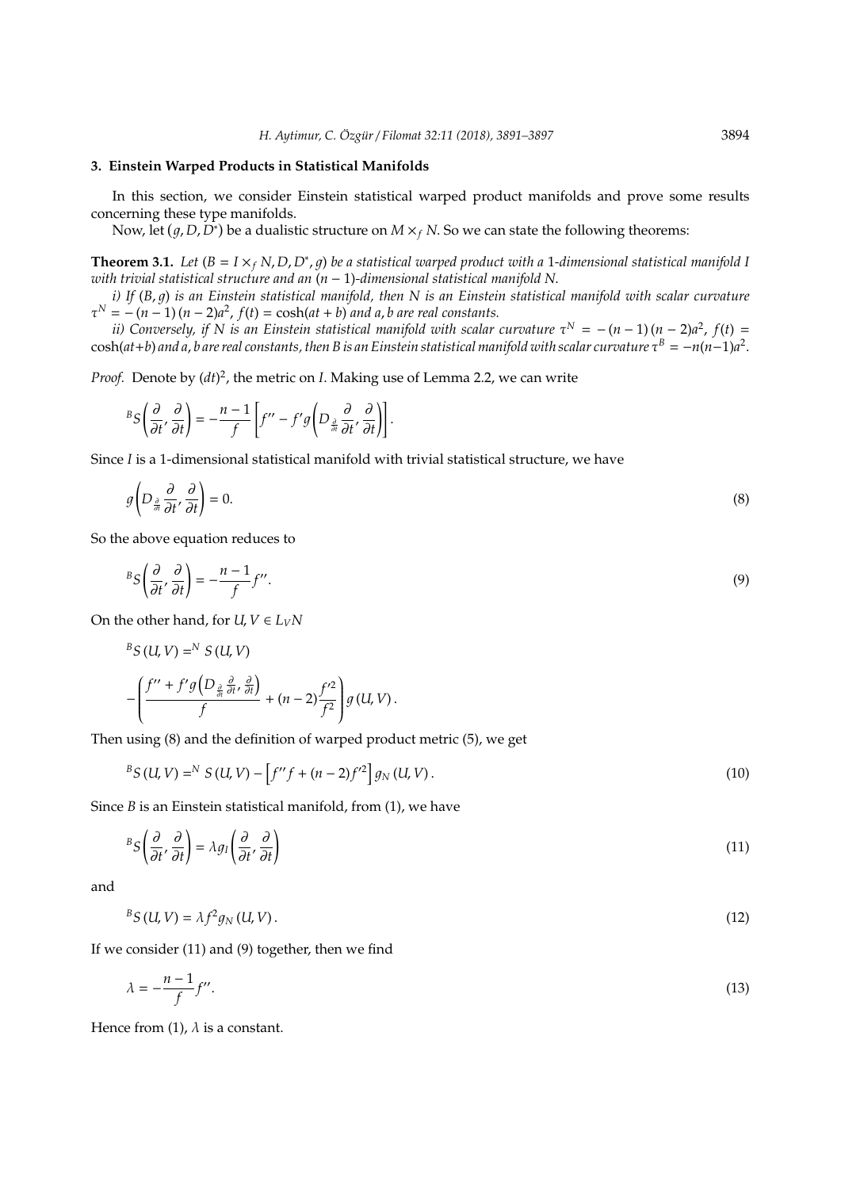## 3. Einstein Warped Products in Statistical Manifolds

In this section, we consider Einstein statistical warped product manifolds and prove some results concerning these type manifolds.

Now, let $(g, D, D^{*})$ be a dualistic structure on $M \times_f N$. So we can state the following theorems:

**Theorem 3.1.** *Let $(B = I \times_f N, D, D^{*}, g)$ be a statistical warped product with a 1-dimensional statistical manifold $I$ with trivial statistical structure and an $(n-1)$-dimensional statistical manifold $N$.*

*i) If $(B, g)$ is an Einstein statistical manifold, then $N$ is an Einstein statistical manifold with scalar curvature $\tau^{N} = -(n-1)(n-2)a^{2}$, $f(t) = \cosh(at + b)$ and $a, b$ are real constants.*

*ii) Conversely, if $N$ is an Einstein statistical manifold with scalar curvature $\tau^{N} = -(n-1)(n-2)a^{2}$, $f(t) = \cosh(at+b)$ and $a, b$ are real constants, then $B$ is an Einstein statistical manifold with scalar curvature $\tau^{B} = -n(n-1)a^{2}$.*

*Proof.* Denote by $(dt)^{2}$, the metric on $I$. Making use of Lemma 2.2, we can write

$$^{B}S\left(\frac{\partial}{\partial t}, \frac{\partial}{\partial t}\right) = -\frac{n-1}{f}\left[f'' - f' g\left(D_{\frac{\partial}{\partial t}}\frac{\partial}{\partial t}, \frac{\partial}{\partial t}\right)\right].$$

Since $I$ is a 1-dimensional statistical manifold with trivial statistical structure, we have

$$g\left(D_{\frac{\partial}{\partial t}}\frac{\partial}{\partial t}, \frac{\partial}{\partial t}\right) = 0. \tag{8}$$

So the above equation reduces to

$$^{B}S\left(\frac{\partial}{\partial t}, \frac{\partial}{\partial t}\right) = -\frac{n-1}{f}f''. \tag{9}$$

On the other hand, for $U, V \in L_V N$

$$^{B}S(U, V) = {}^{N}S(U, V)$$

$$-\left(\frac{f'' + f' g\left(D_{\frac{\partial}{\partial t}}\frac{\partial}{\partial t}, \frac{\partial}{\partial t}\right)}{f} + (n-2)\frac{f'^{2}}{f^{2}}\right) g(U, V).$$

Then using (8) and the definition of warped product metric (5), we get

$$^{B}S(U, V) = {}^{N}S(U, V) - \left[f'' f + (n-2) f'^{2}\right] g_N(U, V). \tag{10}$$

Since $B$ is an Einstein statistical manifold, from (1), we have

$$^{B}S\left(\frac{\partial}{\partial t}, \frac{\partial}{\partial t}\right) = \lambda g_I\left(\frac{\partial}{\partial t}, \frac{\partial}{\partial t}\right) \tag{11}$$

and

$$^{B}S(U, V) = \lambda f^{2} g_N(U, V). \tag{12}$$

If we consider (11) and (9) together, then we find

$$\lambda = -\frac{n-1}{f}f''. \tag{13}$$

Hence from (1), $\lambda$ is a constant.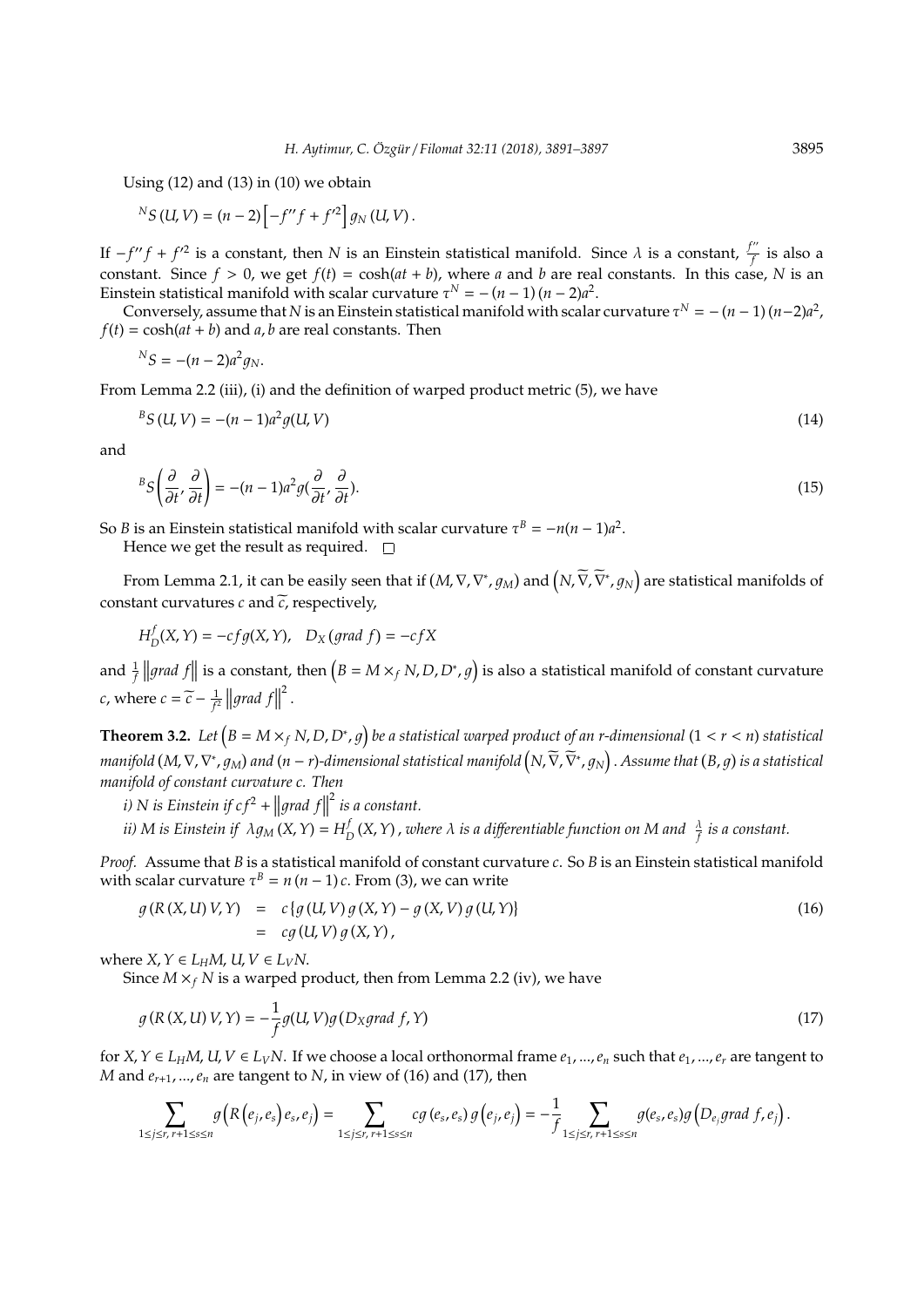Using (12) and (13) in (10) we obtain

$$^{N}S(U,V) = (n-2)\left[-f''f + f'^{2}\right] g_N(U,V).$$

If $-f''f + f'^2$ is a constant, then $N$ is an Einstein statistical manifold. Since $\lambda$ is a constant, $\frac{f''}{f}$ is also a constant. Since $f > 0$, we get $f(t) = \cosh(at+b)$, where $a$ and $b$ are real constants. In this case, $N$ is an Einstein statistical manifold with scalar curvature $\tau^N = -(n-1)(n-2)a^2$.

Conversely, assume that $N$ is an Einstein statistical manifold with scalar curvature $\tau^N = -(n-1)(n-2)a^2$, $f(t) = \cosh(at+b)$ and $a, b$ are real constants. Then

$$^{N}S = -(n-2)a^2 g_N.$$

From Lemma 2.2 (iii), (i) and the definition of warped product metric (5), we have

$$^{B}S(U,V) = -(n-1)a^2 g(U,V) \tag{14}$$

and

$$^{B}S\left(\frac{\partial}{\partial t}, \frac{\partial}{\partial t}\right) = -(n-1)a^2 g\left(\frac{\partial}{\partial t}, \frac{\partial}{\partial t}\right). \tag{15}$$

So $B$ is an Einstein statistical manifold with scalar curvature $\tau^B = -n(n-1)a^2$.

Hence we get the result as required. $\square$

From Lemma 2.1, it can be easily seen that if $(M, \nabla, \nabla^*, g_M)$ and $\left(N, \widetilde{\nabla}, \widetilde{\nabla}^*, g_N\right)$ are statistical manifolds of constant curvatures $c$ and $\widetilde{c}$, respectively,

$$H_D^f(X,Y) = -cf g(X,Y), \quad D_X(grad\ f) = -cfX$$

and $\frac{1}{f}\left\|grad\ f\right\|$ is a constant, then $\left(B = M \times_f N, D, D^*, g\right)$ is also a statistical manifold of constant curvature $c$, where $c = \widetilde{c} - \frac{1}{f^2}\left\|grad\ f\right\|^2$.

**Theorem 3.2.** *Let $\left(B = M \times_f N, D, D^*, g\right)$ be a statistical warped product of an $r$-dimensional $(1 < r < n)$ statistical manifold $(M, \nabla, \nabla^*, g_M)$ and $(n-r)$-dimensional statistical manifold $\left(N, \widetilde{\nabla}, \widetilde{\nabla}^*, g_N\right)$. Assume that $(B, g)$ is a statistical manifold of constant curvature $c$. Then*

*i) $N$ is Einstein if $cf^2 + \left\|grad\ f\right\|^2$ is a constant.*

*ii) $M$ is Einstein if $\lambda g_M(X,Y) = H_D^f(X,Y)$, where $\lambda$ is a differentiable function on $M$ and $\frac{\lambda}{f}$ is a constant.*

*Proof.* Assume that $B$ is a statistical manifold of constant curvature $c$. So $B$ is an Einstein statistical manifold with scalar curvature $\tau^B = n(n-1)c$. From (3), we can write

$$\begin{aligned} g(R(X,U)V,Y) &= c\{g(U,V)g(X,Y) - g(X,V)g(U,Y)\} \\ &= cg(U,V)g(X,Y), \end{aligned} \tag{16}$$

where $X, Y \in L_H M$, $U, V \in L_V N$.

Since $M \times_f N$ is a warped product, then from Lemma 2.2 (iv), we have

$$g(R(X,U)V,Y) = -\frac{1}{f}g(U,V)g(D_X grad\ f, Y) \tag{17}$$

for $X, Y \in L_H M$, $U, V \in L_V N$. If we choose a local orthonormal frame $e_1, ..., e_n$ such that $e_1, ..., e_r$ are tangent to $M$ and $e_{r+1}, ..., e_n$ are tangent to $N$, in view of (16) and (17), then

$$\sum_{1\leq j\leq r,\ r+1\leq s\leq n} g\left(R\left(e_j, e_s\right)e_s, e_j\right) = \sum_{1\leq j\leq r,\ r+1\leq s\leq n} cg\left(e_s, e_s\right)g\left(e_j, e_j\right) = -\frac{1}{f}\sum_{1\leq j\leq r,\ r+1\leq s\leq n} g(e_s, e_s)g\left(D_{e_j} grad\ f, e_j\right).$$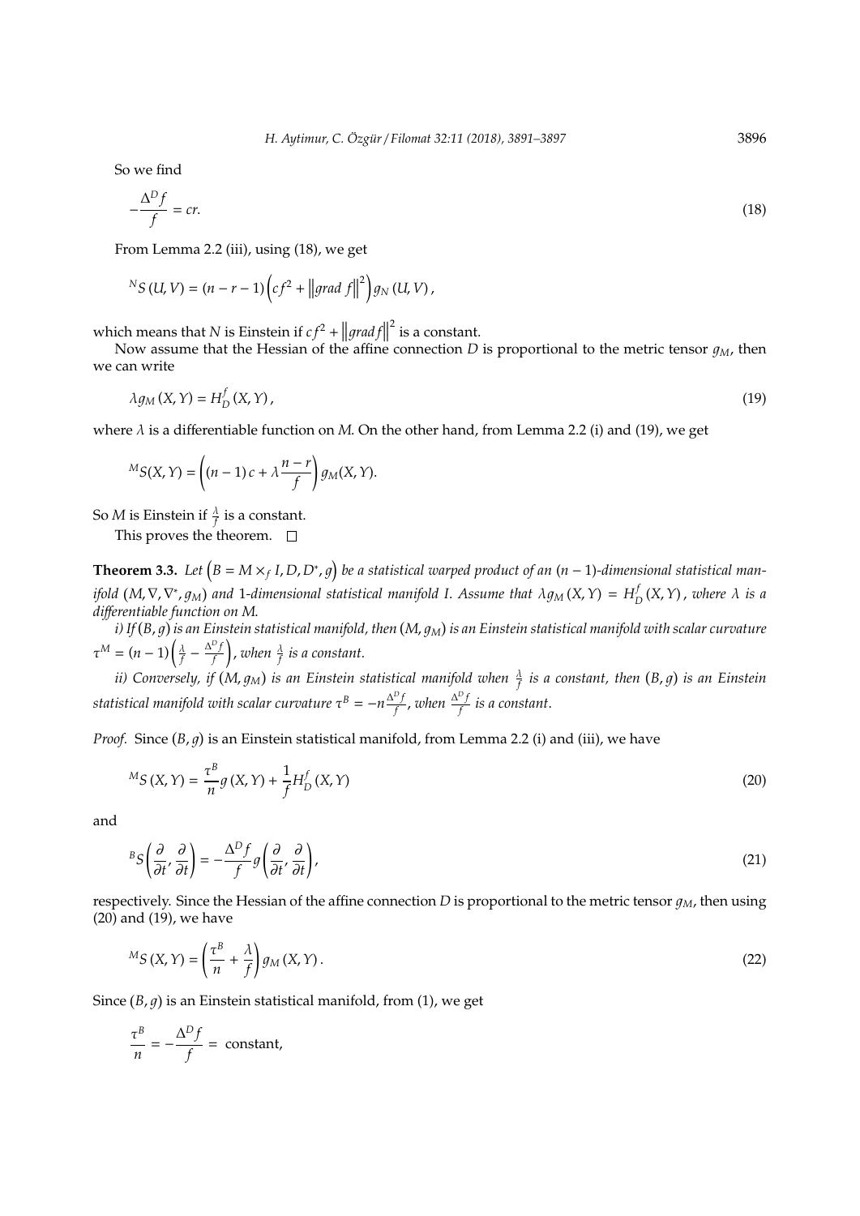So we find

$$-\frac{\Delta^D f}{f} = cr. \tag{18}$$

From Lemma 2.2 (iii), using (18), we get

$${}^N S(U, V) = (n - r - 1)\left(cf^2 + \left\|grad\ f\right\|^2\right) g_N(U, V),$$

which means that $N$ is Einstein if $cf^2 + \left\|grad f\right\|^2$ is a constant.

Now assume that the Hessian of the affine connection $D$ is proportional to the metric tensor $g_M$, then we can write

$$\lambda g_M(X, Y) = H_D^f(X, Y), \tag{19}$$

where $\lambda$ is a differentiable function on $M$. On the other hand, from Lemma 2.2 (i) and (19), we get

$${}^M S(X, Y) = \left((n-1)c + \lambda \frac{n-r}{f}\right) g_M(X, Y).$$

So $M$ is Einstein if $\frac{\lambda}{f}$ is a constant.

This proves the theorem. $\square$

**Theorem 3.3.** *Let $\left(B = M \times_f I, D, D^*, g\right)$ be a statistical warped product of an $(n-1)$-dimensional statistical manifold $(M, \nabla, \nabla^*, g_M)$ and 1-dimensional statistical manifold $I$. Assume that $\lambda g_M(X, Y) = H_D^f(X, Y)$, where $\lambda$ is a differentiable function on $M$.*

*i) If $(B, g)$ is an Einstein statistical manifold, then $(M, g_M)$ is an Einstein statistical manifold with scalar curvature $\tau^M = (n-1)\left(\frac{\lambda}{f} - \frac{\Delta^D f}{f}\right)$, when $\frac{\lambda}{f}$ is a constant.*

*ii) Conversely, if $(M, g_M)$ is an Einstein statistical manifold when $\frac{\lambda}{f}$ is a constant, then $(B, g)$ is an Einstein statistical manifold with scalar curvature $\tau^B = -n\frac{\Delta^D f}{f}$, when $\frac{\Delta^D f}{f}$ is a constant.*

*Proof.* Since $(B, g)$ is an Einstein statistical manifold, from Lemma 2.2 (i) and (iii), we have

$${}^M S(X, Y) = \frac{\tau^B}{n} g(X, Y) + \frac{1}{f} H_D^f(X, Y) \tag{20}$$

and

$${}^B S\left(\frac{\partial}{\partial t}, \frac{\partial}{\partial t}\right) = -\frac{\Delta^D f}{f} g\left(\frac{\partial}{\partial t}, \frac{\partial}{\partial t}\right), \tag{21}$$

respectively. Since the Hessian of the affine connection $D$ is proportional to the metric tensor $g_M$, then using (20) and (19), we have

$${}^M S(X, Y) = \left(\frac{\tau^B}{n} + \frac{\lambda}{f}\right) g_M(X, Y). \tag{22}$$

Since $(B, g)$ is an Einstein statistical manifold, from (1), we get

$$\frac{\tau^B}{n} = -\frac{\Delta^D f}{f} = \text{ constant},$$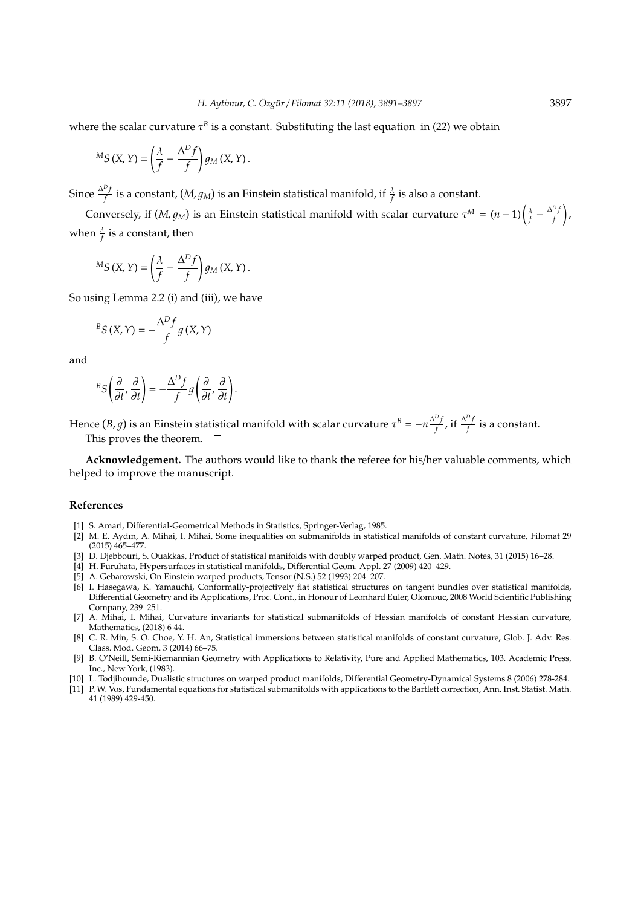where the scalar curvature $\tau^B$ is a constant. Substituting the last equation in (22) we obtain

$$^{M}S(X,Y) = \left(\frac{\lambda}{f} - \frac{\Delta^D f}{f}\right) g_M(X,Y).$$

Since $\frac{\Delta^D f}{f}$ is a constant, $(M, g_M)$ is an Einstein statistical manifold, if $\frac{\lambda}{f}$ is also a constant.

Conversely, if $(M, g_M)$ is an Einstein statistical manifold with scalar curvature $\tau^M = (n-1)\left(\frac{\lambda}{f} - \frac{\Delta^D f}{f}\right)$, when $\frac{\lambda}{f}$ is a constant, then

$$^{M}S(X,Y) = \left(\frac{\lambda}{f} - \frac{\Delta^D f}{f}\right) g_M(X,Y).$$

So using Lemma 2.2 (i) and (iii), we have

$$^{B}S(X,Y) = -\frac{\Delta^D f}{f} g(X,Y)$$

and

$$^{B}S\left(\frac{\partial}{\partial t}, \frac{\partial}{\partial t}\right) = -\frac{\Delta^D f}{f} g\left(\frac{\partial}{\partial t}, \frac{\partial}{\partial t}\right).$$

Hence $(B, g)$ is an Einstein statistical manifold with scalar curvature $\tau^B = -n\frac{\Delta^D f}{f}$, if $\frac{\Delta^D f}{f}$ is a constant.

This proves the theorem. □

**Acknowledgement.** The authors would like to thank the referee for his/her valuable comments, which helped to improve the manuscript.

## References

[1] S. Amari, Differential-Geometrical Methods in Statistics, Springer-Verlag, 1985.

[2] M. E. Aydın, A. Mihai, I. Mihai, Some inequalities on submanifolds in statistical manifolds of constant curvature, Filomat 29 (2015) 465–477.

[3] D. Djebbouri, S. Ouakkas, Product of statistical manifolds with doubly warped product, Gen. Math. Notes, 31 (2015) 16–28.

[4] H. Furuhata, Hypersurfaces in statistical manifolds, Differential Geom. Appl. 27 (2009) 420–429.

[5] A. Gebarowski, On Einstein warped products, Tensor (N.S.) 52 (1993) 204–207.

[6] I. Hasegawa, K. Yamauchi, Conformally-projectively flat statistical structures on tangent bundles over statistical manifolds, Differential Geometry and its Applications, Proc. Conf., in Honour of Leonhard Euler, Olomouc, 2008 World Scientific Publishing Company, 239–251.

[7] A. Mihai, I. Mihai, Curvature invariants for statistical submanifolds of Hessian manifolds of constant Hessian curvature, Mathematics, (2018) 6 44.

[8] C. R. Min, S. O. Choe, Y. H. An, Statistical immersions between statistical manifolds of constant curvature, Glob. J. Adv. Res. Class. Mod. Geom. 3 (2014) 66–75.

[9] B. O'Neill, Semi-Riemannian Geometry with Applications to Relativity, Pure and Applied Mathematics, 103. Academic Press, Inc., New York, (1983).

[10] L. Todjihounde, Dualistic structures on warped product manifolds, Differential Geometry-Dynamical Systems 8 (2006) 278-284.

[11] P. W. Vos, Fundamental equations for statistical submanifolds with applications to the Bartlett correction, Ann. Inst. Statist. Math. 41 (1989) 429-450.